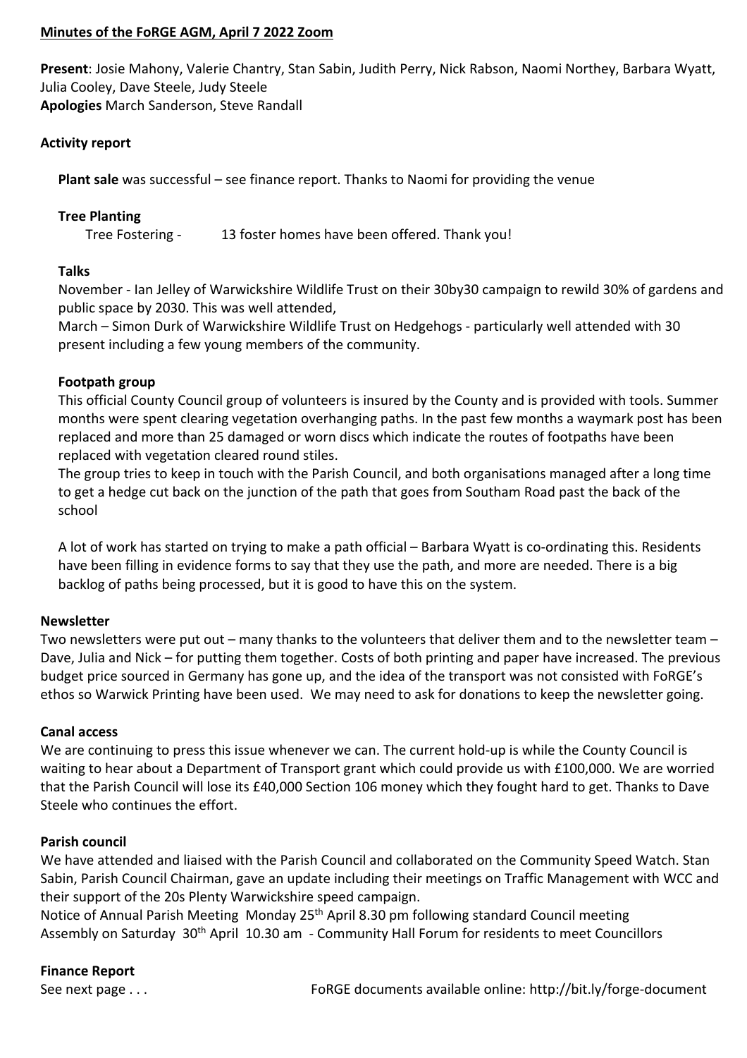# Minutes of the FoRGE AGM, April 7 2022 Zoom

**Present**: Josie Mahony, Valerie Chantry, Stan Sabin, Judith Perry, Nick Rabson, Naomi Northey, Barbara Wyatt, Julia Cooley, Dave Steele, Judy Steele

**Apologies** March Sanderson, Steve Randall

## Activity report

**Plant sale** was successful – see finance report. Thanks to Naomi for providing the venue

### Tree Planting

Tree Fostering - 13 foster homes have been offered. Thank you!

### Talks

November - Ian Jelley of Warwickshire Wildlife Trust on their 30by30 campaign to rewild 30% of gardens and public space by 2030. This was well attended,

March – Simon Durk of Warwickshire Wildlife Trust on Hedgehogs - particularly well attended with 30 present including a few young members of the community.

### Footpath group

This official County Council group of volunteers is insured by the County and is provided with tools. Summer months were spent clearing vegetation overhanging paths. In the past few months a waymark post has been replaced and more than 25 damaged or worn discs which indicate the routes of footpaths have been replaced with vegetation cleared round stiles.

The group tries to keep in touch with the Parish Council, and both organisations managed after a long time to get a hedge cut back on the junction of the path that goes from Southam Road past the back of the school

A lot of work has started on trying to make a path official – Barbara Wyatt is co-ordinating this. Residents have been filling in evidence forms to say that they use the path, and more are needed. There is a big backlog of paths being processed, but it is good to have this on the system.

## Newsletter

Two newsletters were put out – many thanks to the volunteers that deliver them and to the newsletter team – Dave, Julia and Nick – for putting them together. Costs of both printing and paper have increased. The previous budget price sourced in Germany has gone up, and the idea of the transport was not consisted with FoRGE's ethos so Warwick Printing have been used. We may need to ask for donations to keep the newsletter going.

## Canal access

We are continuing to press this issue whenever we can. The current hold-up is while the County Council is waiting to hear about a Department of Transport grant which could provide us with £100,000. We are worried that the Parish Council will lose its £40,000 Section 106 money which they fought hard to get. Thanks to Dave Steele who continues the effort.

## Parish council

We have attended and liaised with the Parish Council and collaborated on the Community Speed Watch. Stan Sabin, Parish Council Chairman, gave an update including their meetings on Traffic Management with WCC and their support of the 20s Plenty Warwickshire speed campaign.

Notice of Annual Parish Meeting Monday 25th April 8.30 pm following standard Council meeting

Assembly on Saturday 30th April 10.30 am - Community Hall Forum for residents to meet Councillors

## Finance Report

See next page . . .

FoRGE documents available online: http://bit.ly/forge-document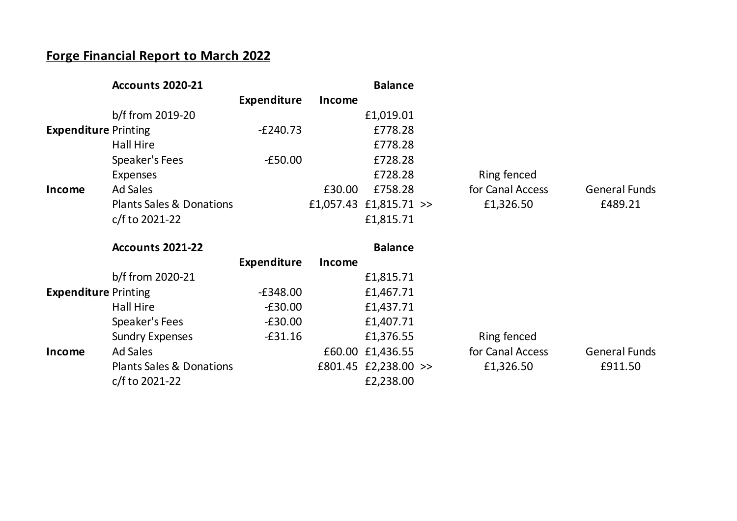# Forge Financial Report to March 2022

| | Accounts 2020-21 | | | Balance | | | |
|---|---|---|---|---|---|---|---|
| | | **Expenditure** | **Income** | | | | |
| | b/f from 2019-20 | | | £1,019.01 | | | |
| **Expenditure** | Printing | -£240.73 | | £778.28 | | | |
| | Hall Hire | | | £778.28 | | | |
| | Speaker's Fees | -£50.00 | | £728.28 | | | |
| | Expenses | | | £728.28 | | Ring fenced | |
| **Income** | Ad Sales | | £30.00 | £758.28 | | for Canal Access | General Funds |
| | Plants Sales & Donations | | £1,057.43 | £1,815.71 | >> | £1,326.50 | £489.21 |
| | c/f to 2021-22 | | | £1,815.71 | | | |

| | Accounts 2021-22 | | | Balance | | | |
|---|---|---|---|---|---|---|---|
| | | **Expenditure** | **Income** | | | | |
| | b/f from 2020-21 | | | £1,815.71 | | | |
| **Expenditure** | Printing | -£348.00 | | £1,467.71 | | | |
| | Hall Hire | -£30.00 | | £1,437.71 | | | |
| | Speaker's Fees | -£30.00 | | £1,407.71 | | | |
| | Sundry Expenses | -£31.16 | | £1,376.55 | | Ring fenced | |
| **Income** | Ad Sales | | £60.00 | £1,436.55 | | for Canal Access | General Funds |
| | Plants Sales & Donations | | £801.45 | £2,238.00 | >> | £1,326.50 | £911.50 |
| | c/f to 2021-22 | | | £2,238.00 | | | |